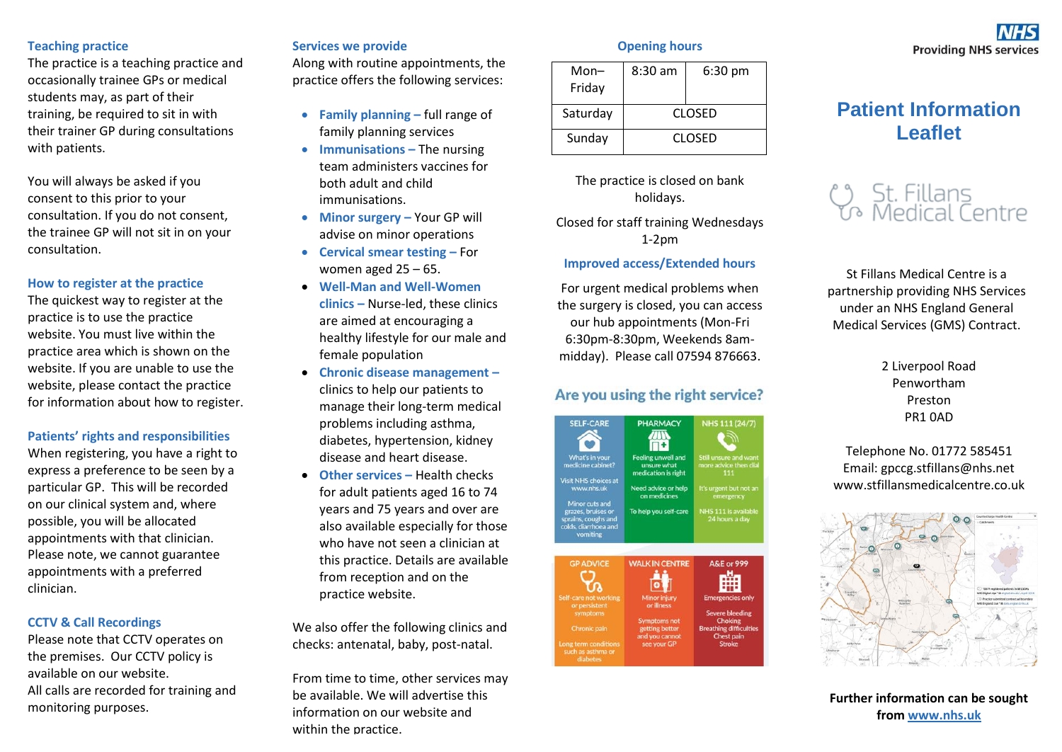## Teaching practice

The practice is a teaching practice and occasionally trainee GPs or medical students may, as part of their training, be required to sit in with their trainer GP during consultations with patients.

You will always be asked if you consent to this prior to your consultation. If you do not consent, the trainee GP will not sit in on your consultation.

## How to register at the practice

The quickest way to register at the practice is to use the practice website. You must live within the practice area which is shown on the website. If you are unable to use the website, please contact the practice for information about how to register.

## Patients' rights and responsibilities

When registering, you have a right to express a preference to be seen by a particular GP. This will be recorded on our clinical system and, where possible, you will be allocated appointments with that clinician. Please note, we cannot guarantee appointments with a preferred clinician.

## CCTV & Call Recordings

Please note that CCTV operates on the premises. Our CCTV policy is available on our website.
All calls are recorded for training and monitoring purposes.

## Services we provide

Along with routine appointments, the practice offers the following services:

- **Family planning –** full range of family planning services
- **Immunisations –** The nursing team administers vaccines for both adult and child immunisations.
- **Minor surgery –** Your GP will advise on minor operations
- **Cervical smear testing –** For women aged 25 – 65.
- **Well-Man and Well-Women clinics –** Nurse-led, these clinics are aimed at encouraging a healthy lifestyle for our male and female population
- **Chronic disease management –** clinics to help our patients to manage their long-term medical problems including asthma, diabetes, hypertension, kidney disease and heart disease.
- **Other services –** Health checks for adult patients aged 16 to 74 years and 75 years and over are also available especially for those who have not seen a clinician at this practice. Details are available from reception and on the practice website.

We also offer the following clinics and checks: antenatal, baby, post-natal.

From time to time, other services may be available. We will advertise this information on our website and within the practice.

## Opening hours

| | | |
|---|---|---|
| Mon–Friday | 8:30 am | 6:30 pm |
| Saturday | CLOSED | |
| Sunday | CLOSED | |

The practice is closed on bank holidays.

Closed for staff training Wednesdays 1-2pm

## Improved access/Extended hours

For urgent medical problems when the surgery is closed, you can access our hub appointments (Mon-Fri 6:30pm-8:30pm, Weekends 8am-midday). Please call 07594 876663.

## Are you using the right service?

| SELF-CARE | PHARMACY | NHS 111 (24/7) |
|---|---|---|
| What's in your medicine cabinet? Visit NHS choices at www.nhs.uk Minor cuts and grazes, bruises or sprains, coughs and colds, diarrhoea and vomiting | Feeling unwell and unsure what medication is right Need advice or help on medicines To help you self-care | Still unsure and want more advice then dial 111 It's urgent but not an emergency NHS 111 is available 24 hours a day |

| GP ADVICE | WALK IN CENTRE | A&E or 999 |
|---|---|---|
| Self-care not working or persistent symptoms Chronic pain Long term conditions such as asthma or diabetes | Minor injury or illness Symptoms not getting better and you cannot see your GP | Emergencies only Severe bleeding Choking Breathing difficulties Chest pain Stroke |

NHS
Providing NHS services

# Patient Information Leaflet

St. Fillans Medical Centre

St Fillans Medical Centre is a partnership providing NHS Services under an NHS England General Medical Services (GMS) Contract.

2 Liverpool Road
Penwortham
Preston
PR1 0AD

Telephone No. 01772 585451
Email: gpccg.stfillans@nhs.net
www.stfillansmedicalcentre.co.uk

**Further information can be sought from [www.nhs.uk](http://www.nhs.uk)**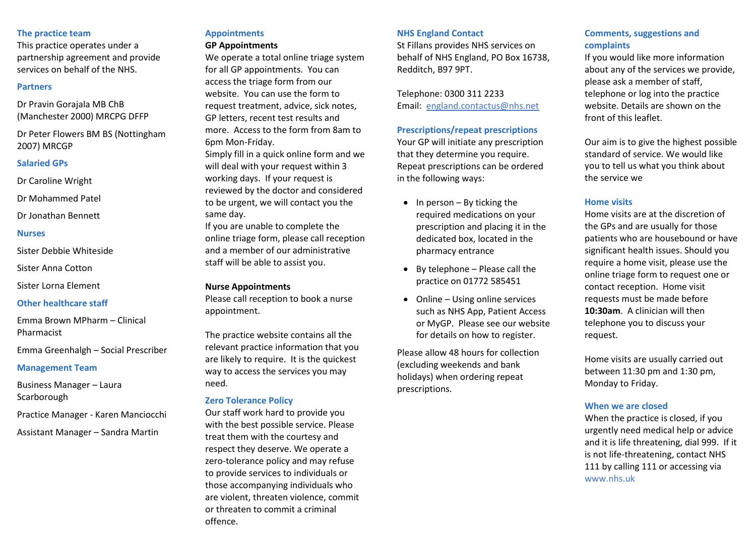## The practice team

This practice operates under a partnership agreement and provide services on behalf of the NHS.

### Partners

Dr Pravin Gorajala MB ChB (Manchester 2000) MRCPG DFFP

Dr Peter Flowers BM BS (Nottingham 2007) MRCGP

### Salaried GPs

Dr Caroline Wright

Dr Mohammed Patel

Dr Jonathan Bennett

### Nurses

Sister Debbie Whiteside

Sister Anna Cotton

Sister Lorna Element

### Other healthcare staff

Emma Brown MPharm – Clinical Pharmacist

Emma Greenhalgh – Social Prescriber

### Management Team

Business Manager – Laura Scarborough

Practice Manager - Karen Manciocchi

Assistant Manager – Sandra Martin

## Appointments

**GP Appointments**

We operate a total online triage system for all GP appointments. You can access the triage form from our website. You can use the form to request treatment, advice, sick notes, GP letters, recent test results and more. Access to the form from 8am to 6pm Mon-Friday.

Simply fill in a quick online form and we will deal with your request within 3 working days. If your request is reviewed by the doctor and considered to be urgent, we will contact you the same day.

If you are unable to complete the online triage form, please call reception and a member of our administrative staff will be able to assist you.

**Nurse Appointments**

Please call reception to book a nurse appointment.

The practice website contains all the relevant practice information that you are likely to require. It is the quickest way to access the services you may need.

## Zero Tolerance Policy

Our staff work hard to provide you with the best possible service. Please treat them with the courtesy and respect they deserve. We operate a zero-tolerance policy and may refuse to provide services to individuals or those accompanying individuals who are violent, threaten violence, commit or threaten to commit a criminal offence.

## NHS England Contact

St Fillans provides NHS services on behalf of NHS England, PO Box 16738, Redditch, B97 9PT.

Telephone: 0300 311 2233
Email: england.contactus@nhs.net

## Prescriptions/repeat prescriptions

Your GP will initiate any prescription that they determine you require. Repeat prescriptions can be ordered in the following ways:

- In person – By ticking the required medications on your prescription and placing it in the dedicated box, located in the pharmacy entrance
- By telephone – Please call the practice on 01772 585451
- Online – Using online services such as NHS App, Patient Access or MyGP. Please see our website for details on how to register.

Please allow 48 hours for collection (excluding weekends and bank holidays) when ordering repeat prescriptions.

## Comments, suggestions and complaints

If you would like more information about any of the services we provide, please ask a member of staff, telephone or log into the practice website. Details are shown on the front of this leaflet.

Our aim is to give the highest possible standard of service. We would like you to tell us what you think about the service we

## Home visits

Home visits are at the discretion of the GPs and are usually for those patients who are housebound or have significant health issues. Should you require a home visit, please use the online triage form to request one or contact reception. Home visit requests must be made before **10:30am**. A clinician will then telephone you to discuss your request.

Home visits are usually carried out between 11:30 pm and 1:30 pm, Monday to Friday.

## When we are closed

When the practice is closed, if you urgently need medical help or advice and it is life threatening, dial 999. If it is not life-threatening, contact NHS 111 by calling 111 or accessing via www.nhs.uk